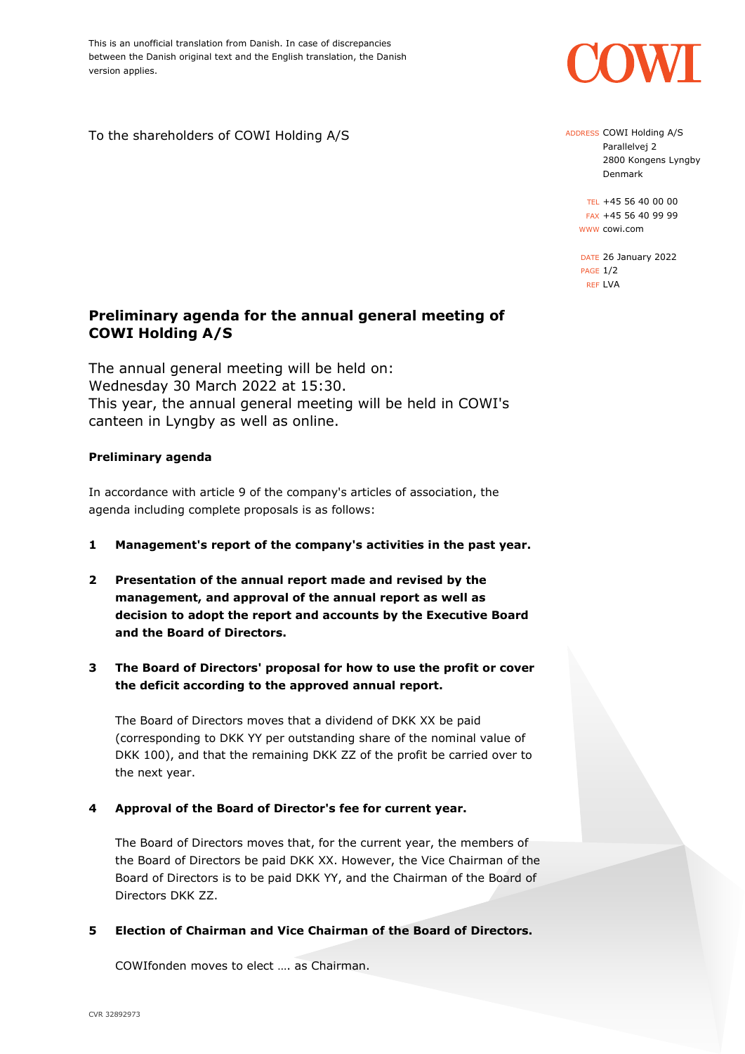This is an unofficial translation from Danish. In case of discrepancies between the Danish original text and the English translation, the Danish version applies.

To the shareholders of COWI Holding A/S

ADDRESS COWI Holding A/S
Parallelvej 2
2800 Kongens Lyngby
Denmark

TEL +45 56 40 00 00
FAX +45 56 40 99 99
WWW cowi.com

DATE 26 January 2022
REF LVA

## Preliminary agenda for the annual general meeting of COWI Holding A/S

The annual general meeting will be held on:
Wednesday 30 March 2022 at 15:30.
This year, the annual general meeting will be held in COWI's canteen in Lyngby as well as online.

**Preliminary agenda**

In accordance with article 9 of the company's articles of association, the agenda including complete proposals is as follows:

**1 Management's report of the company's activities in the past year.**

**2 Presentation of the annual report made and revised by the management, and approval of the annual report as well as decision to adopt the report and accounts by the Executive Board and the Board of Directors.**

**3 The Board of Directors' proposal for how to use the profit or cover the deficit according to the approved annual report.**

The Board of Directors moves that a dividend of DKK XX be paid (corresponding to DKK YY per outstanding share of the nominal value of DKK 100), and that the remaining DKK ZZ of the profit be carried over to the next year.

**4 Approval of the Board of Director's fee for current year.**

The Board of Directors moves that, for the current year, the members of the Board of Directors be paid DKK XX. However, the Vice Chairman of the Board of Directors is to be paid DKK YY, and the Chairman of the Board of Directors DKK ZZ.

**5 Election of Chairman and Vice Chairman of the Board of Directors.**

COWIfonden moves to elect …. as Chairman.

CVR 32892973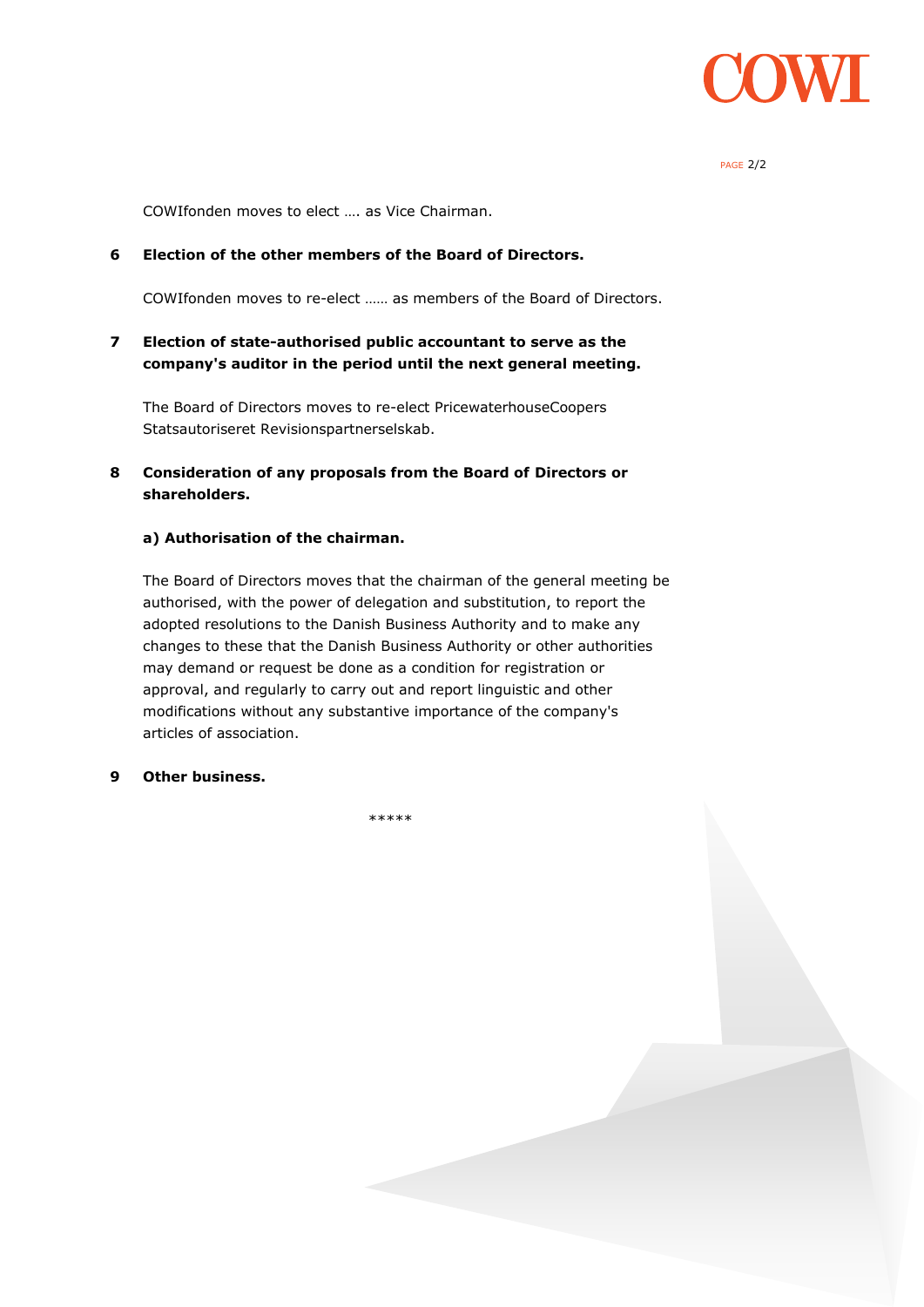COWIfonden moves to elect …. as Vice Chairman.

**6 Election of the other members of the Board of Directors.**

COWIfonden moves to re-elect …… as members of the Board of Directors.

**7 Election of state-authorised public accountant to serve as the company's auditor in the period until the next general meeting.**

The Board of Directors moves to re-elect PricewaterhouseCoopers Statsautoriseret Revisionspartnerselskab.

**8 Consideration of any proposals from the Board of Directors or shareholders.**

**a) Authorisation of the chairman.**

The Board of Directors moves that the chairman of the general meeting be authorised, with the power of delegation and substitution, to report the adopted resolutions to the Danish Business Authority and to make any changes to these that the Danish Business Authority or other authorities may demand or request be done as a condition for registration or approval, and regularly to carry out and report linguistic and other modifications without any substantive importance of the company's articles of association.

**9 Other business.**

*****